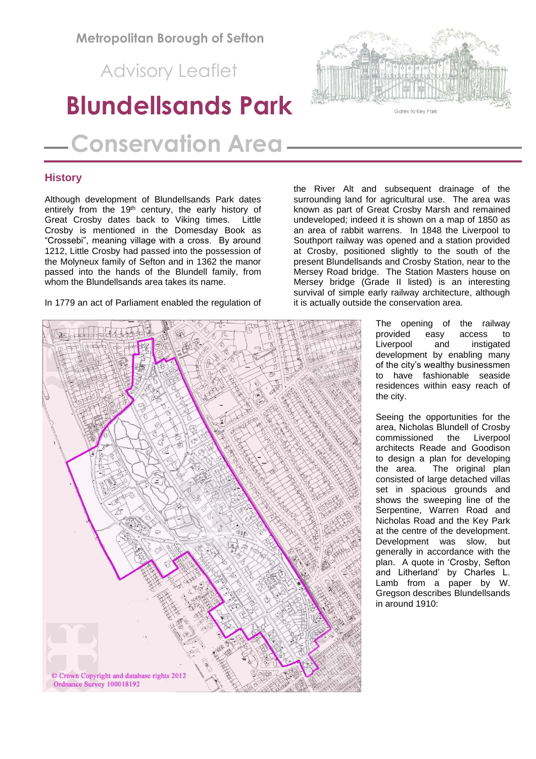Metropolitan Borough of Sefton

Advisory Leaflet

# Blundellsands Park Conservation Area

Gates to Key Park

## History

Although development of Blundellsands Park dates entirely from the 19th century, the early history of Great Crosby dates back to Viking times. Little Crosby is mentioned in the Domesday Book as "Crossebi", meaning village with a cross. By around 1212, Little Crosby had passed into the possession of the Molyneux family of Sefton and in 1362 the manor passed into the hands of the Blundell family, from whom the Blundellsands area takes its name.

In 1779 an act of Parliament enabled the regulation of the River Alt and subsequent drainage of the surrounding land for agricultural use. The area was known as part of Great Crosby Marsh and remained undeveloped; indeed it is shown on a map of 1850 as an area of rabbit warrens. In 1848 the Liverpool to Southport railway was opened and a station provided at Crosby, positioned slightly to the south of the present Blundellsands and Crosby Station, near to the Mersey Road bridge. The Station Masters house on Mersey bridge (Grade II listed) is an interesting survival of simple early railway architecture, although it is actually outside the conservation area.

© Crown Copyright and database rights 2012 Ordnance Survey 100018192

The opening of the railway provided easy access to Liverpool and instigated development by enabling many of the city's wealthy businessmen to have fashionable seaside residences within easy reach of the city.

Seeing the opportunities for the area, Nicholas Blundell of Crosby commissioned the Liverpool architects Reade and Goodison to design a plan for developing the area. The original plan consisted of large detached villas set in spacious grounds and shows the sweeping line of the Serpentine, Warren Road and Nicholas Road and the Key Park at the centre of the development. Development was slow, but generally in accordance with the plan. A quote in 'Crosby, Sefton and Litherland' by Charles L. Lamb from a paper by W. Gregson describes Blundellsands in around 1910: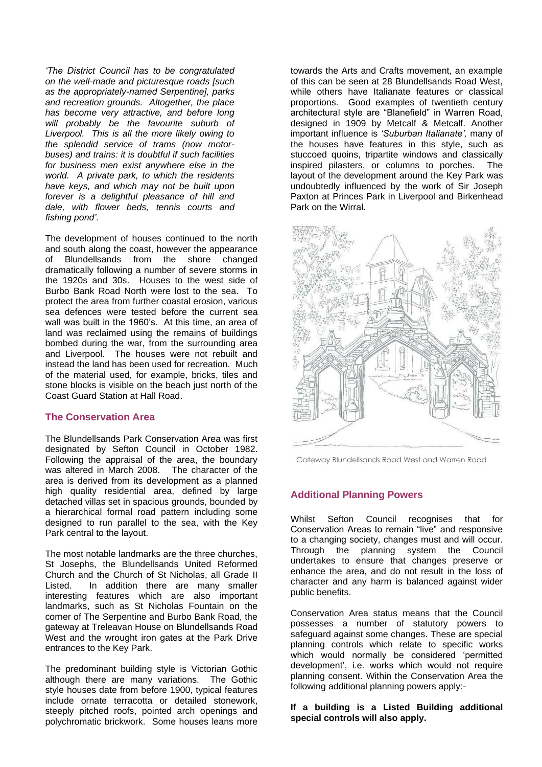*'The District Council has to be congratulated on the well-made and picturesque roads [such as the appropriately-named Serpentine], parks and recreation grounds. Altogether, the place has become very attractive, and before long will probably be the favourite suburb of Liverpool. This is all the more likely owing to the splendid service of trams (now motor-buses) and trains: it is doubtful if such facilities for business men exist anywhere else in the world. A private park, to which the residents have keys, and which may not be built upon forever is a delightful pleasance of hill and dale, with flower beds, tennis courts and fishing pond'.*

The development of houses continued to the north and south along the coast, however the appearance of Blundellsands from the shore changed dramatically following a number of severe storms in the 1920s and 30s. Houses to the west side of Burbo Bank Road North were lost to the sea. To protect the area from further coastal erosion, various sea defences were tested before the current sea wall was built in the 1960's. At this time, an area of land was reclaimed using the remains of buildings bombed during the war, from the surrounding area and Liverpool. The houses were not rebuilt and instead the land has been used for recreation. Much of the material used, for example, bricks, tiles and stone blocks is visible on the beach just north of the Coast Guard Station at Hall Road.

## The Conservation Area

The Blundellsands Park Conservation Area was first designated by Sefton Council in October 1982. Following the appraisal of the area, the boundary was altered in March 2008. The character of the area is derived from its development as a planned high quality residential area, defined by large detached villas set in spacious grounds, bounded by a hierarchical formal road pattern including some designed to run parallel to the sea, with the Key Park central to the layout.

The most notable landmarks are the three churches, St Josephs, the Blundellsands United Reformed Church and the Church of St Nicholas, all Grade II Listed. In addition there are many smaller interesting features which are also important landmarks, such as St Nicholas Fountain on the corner of The Serpentine and Burbo Bank Road, the gateway at Treleavan House on Blundellsands Road West and the wrought iron gates at the Park Drive entrances to the Key Park.

The predominant building style is Victorian Gothic although there are many variations. The Gothic style houses date from before 1900, typical features include ornate terracotta or detailed stonework, steeply pitched roofs, pointed arch openings and polychromatic brickwork. Some houses leans more towards the Arts and Crafts movement, an example of this can be seen at 28 Blundellsands Road West, while others have Italianate features or classical proportions. Good examples of twentieth century architectural style are "Blanefield" in Warren Road, designed in 1909 by Metcalf & Metcalf. Another important influence is *'Suburban Italianate',* many of the houses have features in this style, such as stuccoed quoins, tripartite windows and classically inspired pilasters, or columns to porches. The layout of the development around the Key Park was undoubtedly influenced by the work of Sir Joseph Paxton at Princes Park in Liverpool and Birkenhead Park on the Wirral.

Gateway Blundellsands Road West and Warren Road

## Additional Planning Powers

Whilst Sefton Council recognises that for Conservation Areas to remain "live" and responsive to a changing society, changes must and will occur. Through the planning system the Council undertakes to ensure that changes preserve or enhance the area, and do not result in the loss of character and any harm is balanced against wider public benefits.

Conservation Area status means that the Council possesses a number of statutory powers to safeguard against some changes. These are special planning controls which relate to specific works which would normally be considered 'permitted development', i.e. works which would not require planning consent. Within the Conservation Area the following additional planning powers apply:-

**If a building is a Listed Building additional special controls will also apply.**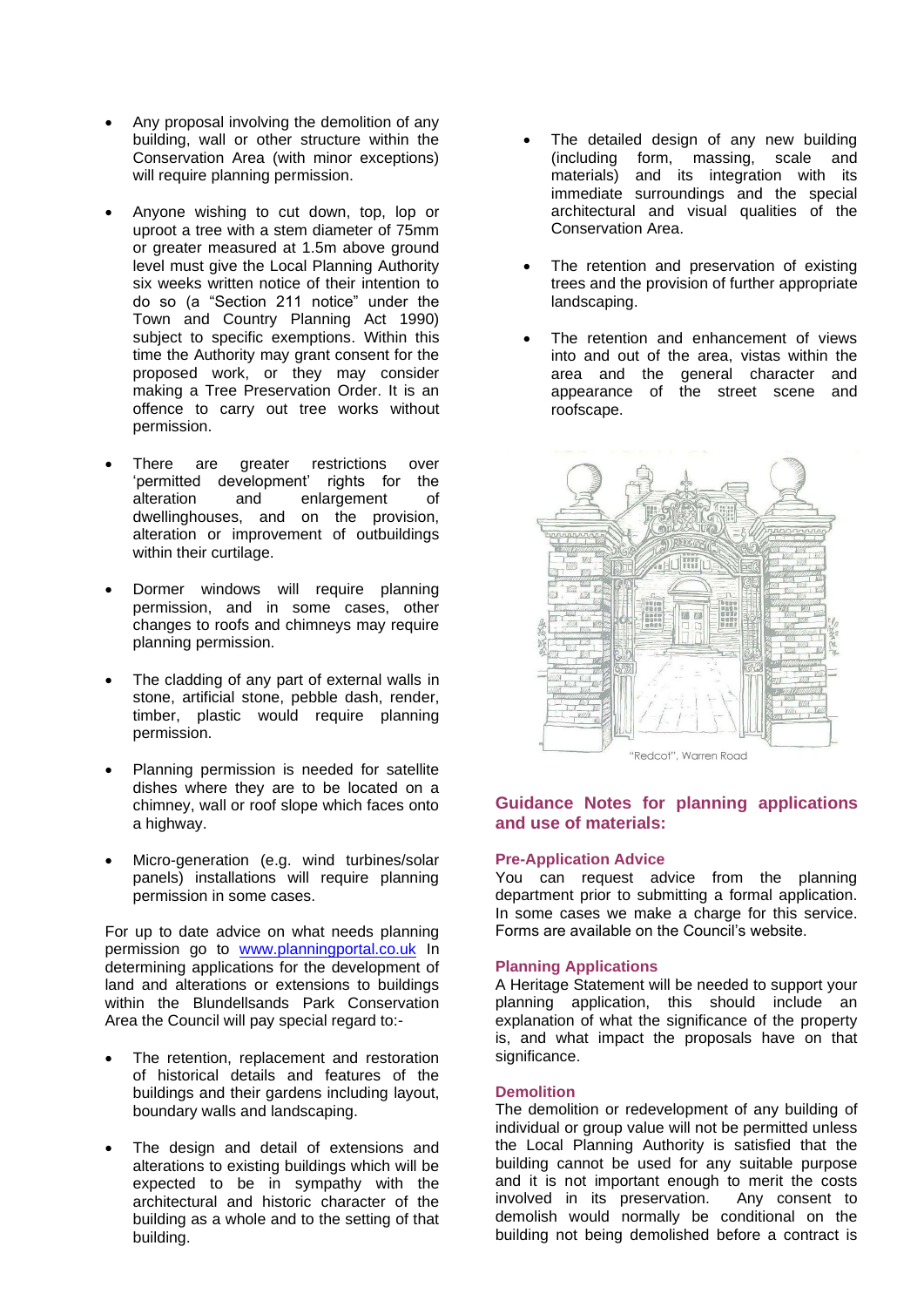- Any proposal involving the demolition of any building, wall or other structure within the Conservation Area (with minor exceptions) will require planning permission.

- Anyone wishing to cut down, top, lop or uproot a tree with a stem diameter of 75mm or greater measured at 1.5m above ground level must give the Local Planning Authority six weeks written notice of their intention to do so (a "Section 211 notice" under the Town and Country Planning Act 1990) subject to specific exemptions. Within this time the Authority may grant consent for the proposed work, or they may consider making a Tree Preservation Order. It is an offence to carry out tree works without permission.

- There are greater restrictions over 'permitted development' rights for the alteration and enlargement of dwellinghouses, and on the provision, alteration or improvement of outbuildings within their curtilage.

- Dormer windows will require planning permission, and in some cases, other changes to roofs and chimneys may require planning permission.

- The cladding of any part of external walls in stone, artificial stone, pebble dash, render, timber, plastic would require planning permission.

- Planning permission is needed for satellite dishes where they are to be located on a chimney, wall or roof slope which faces onto a highway.

- Micro-generation (e.g. wind turbines/solar panels) installations will require planning permission in some cases.

For up to date advice on what needs planning permission go to www.planningportal.co.uk In determining applications for the development of land and alterations or extensions to buildings within the Blundellsands Park Conservation Area the Council will pay special regard to:-

- The retention, replacement and restoration of historical details and features of the buildings and their gardens including layout, boundary walls and landscaping.

- The design and detail of extensions and alterations to existing buildings which will be expected to be in sympathy with the architectural and historic character of the building as a whole and to the setting of that building.

- The detailed design of any new building (including form, massing, scale and materials) and its integration with its immediate surroundings and the special architectural and visual qualities of the Conservation Area.

- The retention and preservation of existing trees and the provision of further appropriate landscaping.

- The retention and enhancement of views into and out of the area, vistas within the area and the general character and appearance of the street scene and roofscape.

"Redcot", Warren Road

## Guidance Notes for planning applications and use of materials:

### Pre-Application Advice

You can request advice from the planning department prior to submitting a formal application. In some cases we make a charge for this service. Forms are available on the Council's website.

### Planning Applications

A Heritage Statement will be needed to support your planning application, this should include an explanation of what the significance of the property is, and what impact the proposals have on that significance.

### Demolition

The demolition or redevelopment of any building of individual or group value will not be permitted unless the Local Planning Authority is satisfied that the building cannot be used for any suitable purpose and it is not important enough to merit the costs involved in its preservation. Any consent to demolish would normally be conditional on the building not being demolished before a contract is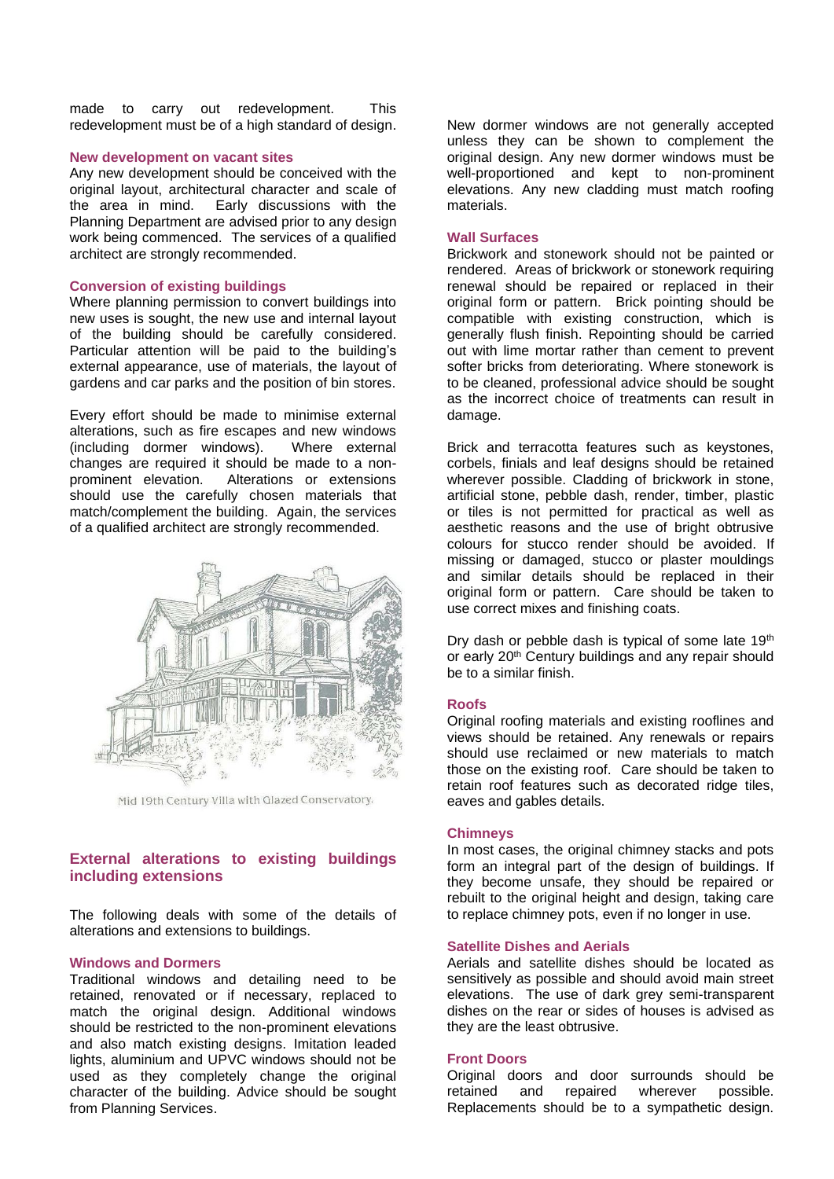made to carry out redevelopment. This redevelopment must be of a high standard of design.

### New development on vacant sites

Any new development should be conceived with the original layout, architectural character and scale of the area in mind. Early discussions with the Planning Department are advised prior to any design work being commenced. The services of a qualified architect are strongly recommended.

### Conversion of existing buildings

Where planning permission to convert buildings into new uses is sought, the new use and internal layout of the building should be carefully considered. Particular attention will be paid to the building's external appearance, use of materials, the layout of gardens and car parks and the position of bin stores.

Every effort should be made to minimise external alterations, such as fire escapes and new windows (including dormer windows). Where external changes are required it should be made to a non-prominent elevation. Alterations or extensions should use the carefully chosen materials that match/complement the building. Again, the services of a qualified architect are strongly recommended.

Mid 19th Century Villa with Glazed Conservatory.

## External alterations to existing buildings including extensions

The following deals with some of the details of alterations and extensions to buildings.

### Windows and Dormers

Traditional windows and detailing need to be retained, renovated or if necessary, replaced to match the original design. Additional windows should be restricted to the non-prominent elevations and also match existing designs. Imitation leaded lights, aluminium and UPVC windows should not be used as they completely change the original character of the building. Advice should be sought from Planning Services.

New dormer windows are not generally accepted unless they can be shown to complement the original design. Any new dormer windows must be well-proportioned and kept to non-prominent elevations. Any new cladding must match roofing materials.

### Wall Surfaces

Brickwork and stonework should not be painted or rendered. Areas of brickwork or stonework requiring renewal should be repaired or replaced in their original form or pattern. Brick pointing should be compatible with existing construction, which is generally flush finish. Repointing should be carried out with lime mortar rather than cement to prevent softer bricks from deteriorating. Where stonework is to be cleaned, professional advice should be sought as the incorrect choice of treatments can result in damage.

Brick and terracotta features such as keystones, corbels, finials and leaf designs should be retained wherever possible. Cladding of brickwork in stone, artificial stone, pebble dash, render, timber, plastic or tiles is not permitted for practical as well as aesthetic reasons and the use of bright obtrusive colours for stucco render should be avoided. If missing or damaged, stucco or plaster mouldings and similar details should be replaced in their original form or pattern. Care should be taken to use correct mixes and finishing coats.

Dry dash or pebble dash is typical of some late 19th or early 20th Century buildings and any repair should be to a similar finish.

### Roofs

Original roofing materials and existing rooflines and views should be retained. Any renewals or repairs should use reclaimed or new materials to match those on the existing roof. Care should be taken to retain roof features such as decorated ridge tiles, eaves and gables details.

### Chimneys

In most cases, the original chimney stacks and pots form an integral part of the design of buildings. If they become unsafe, they should be repaired or rebuilt to the original height and design, taking care to replace chimney pots, even if no longer in use.

### Satellite Dishes and Aerials

Aerials and satellite dishes should be located as sensitively as possible and should avoid main street elevations. The use of dark grey semi-transparent dishes on the rear or sides of houses is advised as they are the least obtrusive.

### Front Doors

Original doors and door surrounds should be retained and repaired wherever possible. Replacements should be to a sympathetic design.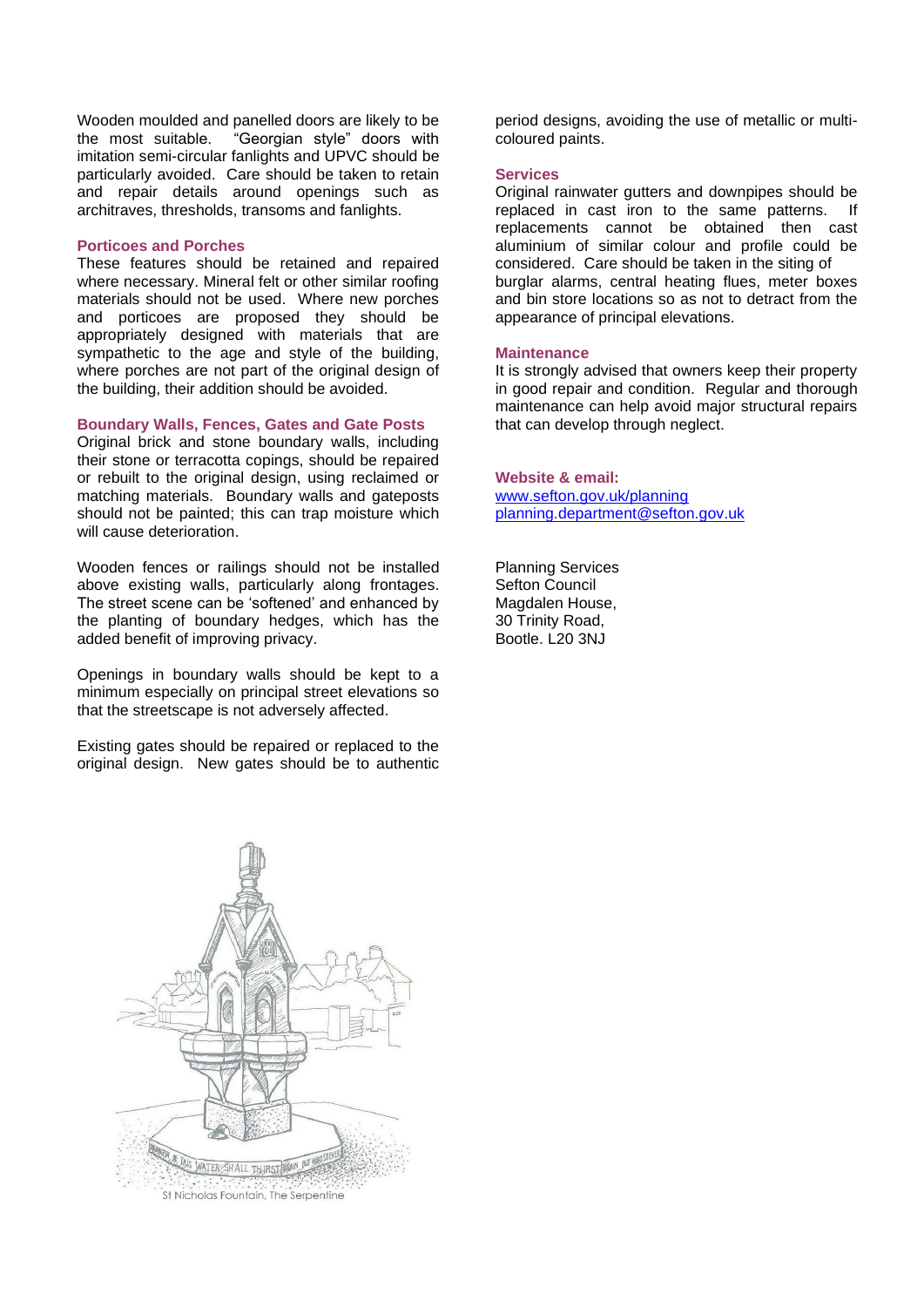Wooden moulded and panelled doors are likely to be the most suitable. "Georgian style" doors with imitation semi-circular fanlights and UPVC should be particularly avoided. Care should be taken to retain and repair details around openings such as architraves, thresholds, transoms and fanlights.

### Porticoes and Porches

These features should be retained and repaired where necessary. Mineral felt or other similar roofing materials should not be used. Where new porches and porticoes are proposed they should be appropriately designed with materials that are sympathetic to the age and style of the building, where porches are not part of the original design of the building, their addition should be avoided.

### Boundary Walls, Fences, Gates and Gate Posts

Original brick and stone boundary walls, including their stone or terracotta copings, should be repaired or rebuilt to the original design, using reclaimed or matching materials. Boundary walls and gateposts should not be painted; this can trap moisture which will cause deterioration.

Wooden fences or railings should not be installed above existing walls, particularly along frontages. The street scene can be 'softened' and enhanced by the planting of boundary hedges, which has the added benefit of improving privacy.

Openings in boundary walls should be kept to a minimum especially on principal street elevations so that the streetscape is not adversely affected.

Existing gates should be repaired or replaced to the original design. New gates should be to authentic period designs, avoiding the use of metallic or multi-coloured paints.

### Services

Original rainwater gutters and downpipes should be replaced in cast iron to the same patterns. If replacements cannot be obtained then cast aluminium of similar colour and profile could be considered. Care should be taken in the siting of burglar alarms, central heating flues, meter boxes and bin store locations so as not to detract from the appearance of principal elevations.

### Maintenance

It is strongly advised that owners keep their property in good repair and condition. Regular and thorough maintenance can help avoid major structural repairs that can develop through neglect.

### Website & email:

www.sefton.gov.uk/planning
planning.department@sefton.gov.uk

Planning Services
Sefton Council
Magdalen House,
30 Trinity Road,
Bootle. L20 3NJ

St Nicholas Fountain, The Serpentine